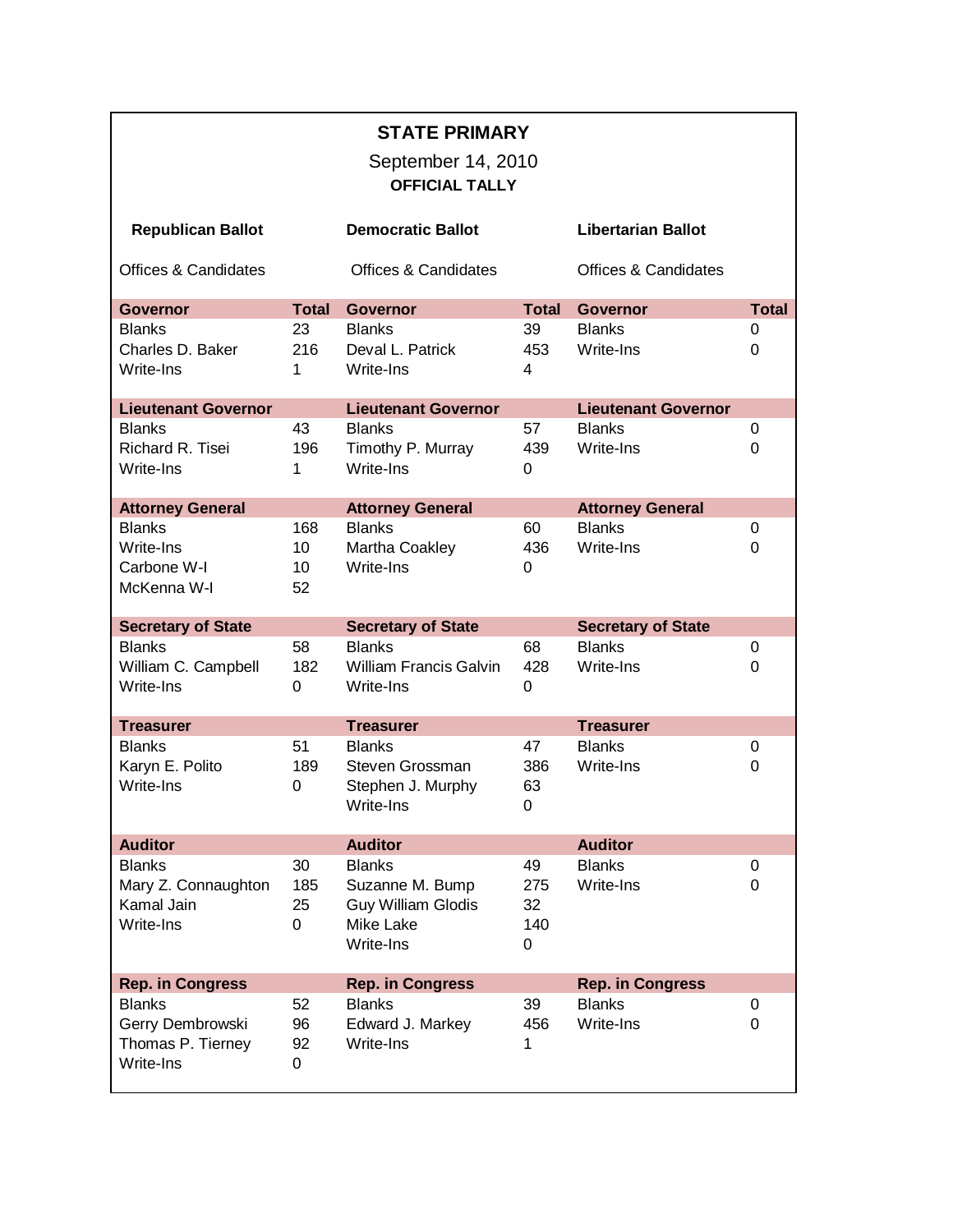# STATE PRIMARY

September 14, 2010

**OFFICIAL TALLY**

| **Republican Ballot** | | **Democratic Ballot** | | **Libertarian Ballot** | |
|---|---|---|---|---|---|
| Offices & Candidates | | Offices & Candidates | | Offices & Candidates | |
| **Governor** | **Total** | **Governor** | **Total** | **Governor** | **Total** |
| Blanks | 23 | Blanks | 39 | Blanks | 0 |
| Charles D. Baker | 216 | Deval L. Patrick | 453 | Write-Ins | 0 |
| Write-Ins | 1 | Write-Ins | 4 | | |
| **Lieutenant Governor** | | **Lieutenant Governor** | | **Lieutenant Governor** | |
| Blanks | 43 | Blanks | 57 | Blanks | 0 |
| Richard R. Tisei | 196 | Timothy P. Murray | 439 | Write-Ins | 0 |
| Write-Ins | 1 | Write-Ins | 0 | | |
| **Attorney General** | | **Attorney General** | | **Attorney General** | |
| Blanks | 168 | Blanks | 60 | Blanks | 0 |
| Write-Ins | 10 | Martha Coakley | 436 | Write-Ins | 0 |
| Carbone W-I | 10 | Write-Ins | 0 | | |
| McKenna W-I | 52 | | | | |
| **Secretary of State** | | **Secretary of State** | | **Secretary of State** | |
| Blanks | 58 | Blanks | 68 | Blanks | 0 |
| William C. Campbell | 182 | William Francis Galvin | 428 | Write-Ins | 0 |
| Write-Ins | 0 | Write-Ins | 0 | | |
| **Treasurer** | | **Treasurer** | | **Treasurer** | |
| Blanks | 51 | Blanks | 47 | Blanks | 0 |
| Karyn E. Polito | 189 | Steven Grossman | 386 | Write-Ins | 0 |
| Write-Ins | 0 | Stephen J. Murphy | 63 | | |
| | | Write-Ins | 0 | | |
| **Auditor** | | **Auditor** | | **Auditor** | |
| Blanks | 30 | Blanks | 49 | Blanks | 0 |
| Mary Z. Connaughton | 185 | Suzanne M. Bump | 275 | Write-Ins | 0 |
| Kamal Jain | 25 | Guy William Glodis | 32 | | |
| Write-Ins | 0 | Mike Lake | 140 | | |
| | | Write-Ins | 0 | | |
| **Rep. in Congress** | | **Rep. in Congress** | | **Rep. in Congress** | |
| Blanks | 52 | Blanks | 39 | Blanks | 0 |
| Gerry Dembrowski | 96 | Edward J. Markey | 456 | Write-Ins | 0 |
| Thomas P. Tierney | 92 | Write-Ins | 1 | | |
| Write-Ins | 0 | | | | |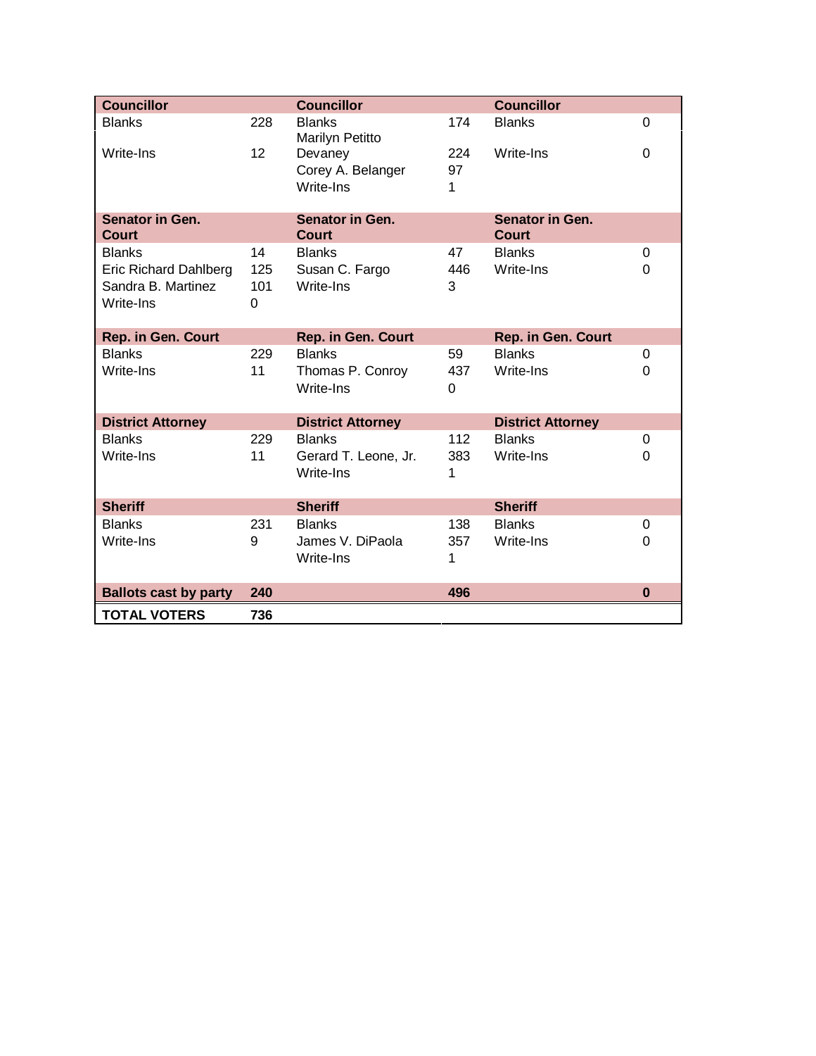| | | | | | |
|---|---|---|---|---|---|
| **Councillor** | | **Councillor** | | **Councillor** | |
| Blanks | 228 | Blanks | 174 | Blanks | 0 |
| Write-Ins | 12 | Marilyn Petitto Devaney | 224 | Write-Ins | 0 |
| | | Corey A. Belanger | 97 | | |
| | | Write-Ins | 1 | | |
| **Senator in Gen. Court** | | **Senator in Gen. Court** | | **Senator in Gen. Court** | |
| Blanks | 14 | Blanks | 47 | Blanks | 0 |
| Eric Richard Dahlberg | 125 | Susan C. Fargo | 446 | Write-Ins | 0 |
| Sandra B. Martinez | 101 | Write-Ins | 3 | | |
| Write-Ins | 0 | | | | |
| **Rep. in Gen. Court** | | **Rep. in Gen. Court** | | **Rep. in Gen. Court** | |
| Blanks | 229 | Blanks | 59 | Blanks | 0 |
| Write-Ins | 11 | Thomas P. Conroy | 437 | Write-Ins | 0 |
| | | Write-Ins | 0 | | |
| **District Attorney** | | **District Attorney** | | **District Attorney** | |
| Blanks | 229 | Blanks | 112 | Blanks | 0 |
| Write-Ins | 11 | Gerard T. Leone, Jr. | 383 | Write-Ins | 0 |
| | | Write-Ins | 1 | | |
| **Sheriff** | | **Sheriff** | | **Sheriff** | |
| Blanks | 231 | Blanks | 138 | Blanks | 0 |
| Write-Ins | 9 | James V. DiPaola | 357 | Write-Ins | 0 |
| | | Write-Ins | 1 | | |
| **Ballots cast by party** | **240** | | **496** | | **0** |
| **TOTAL VOTERS** | **736** | | | | |